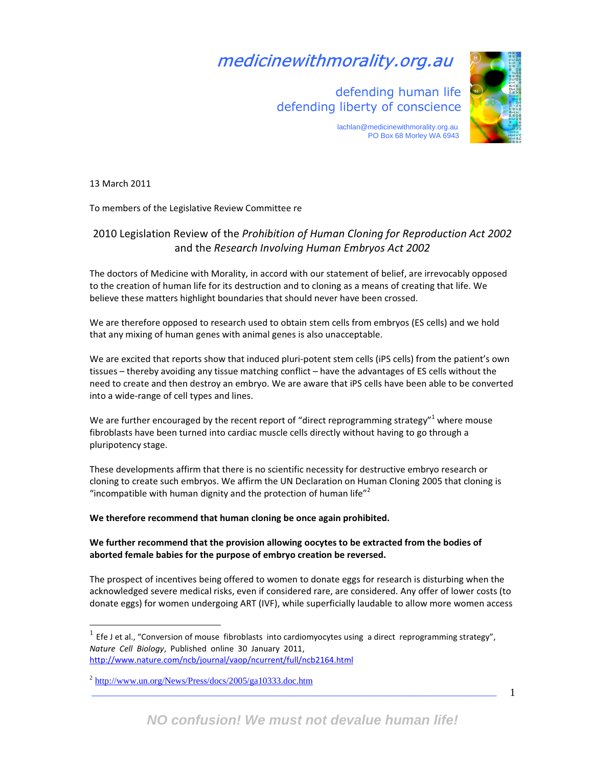medicinewithmorality.org.au

defending human life
defending liberty of conscience

lachlan@medicinewithmorality.org.au
PO Box 68 Morley WA 6943

13 March 2011

To members of the Legislative Review Committee re

## 2010 Legislation Review of the *Prohibition of Human Cloning for Reproduction Act 2002* and the *Research Involving Human Embryos Act 2002*

The doctors of Medicine with Morality, in accord with our statement of belief, are irrevocably opposed to the creation of human life for its destruction and to cloning as a means of creating that life. We believe these matters highlight boundaries that should never have been crossed.

We are therefore opposed to research used to obtain stem cells from embryos (ES cells) and we hold that any mixing of human genes with animal genes is also unacceptable.

We are excited that reports show that induced pluri-potent stem cells (iPS cells) from the patient's own tissues – thereby avoiding any tissue matching conflict – have the advantages of ES cells without the need to create and then destroy an embryo. We are aware that iPS cells have been able to be converted into a wide-range of cell types and lines.

We are further encouraged by the recent report of "direct reprogramming strategy"[1] where mouse fibroblasts have been turned into cardiac muscle cells directly without having to go through a pluripotency stage.

These developments affirm that there is no scientific necessity for destructive embryo research or cloning to create such embryos. We affirm the UN Declaration on Human Cloning 2005 that cloning is "incompatible with human dignity and the protection of human life"[2]

**We therefore recommend that human cloning be once again prohibited.**

**We further recommend that the provision allowing oocytes to be extracted from the bodies of aborted female babies for the purpose of embryo creation be reversed.**

The prospect of incentives being offered to women to donate eggs for research is disturbing when the acknowledged severe medical risks, even if considered rare, are considered. Any offer of lower costs (to donate eggs) for women undergoing ART (IVF), while superficially laudable to allow more women access

---

[1] Efe J et al., "Conversion of mouse fibroblasts into cardiomyocytes using a direct reprogramming strategy", *Nature Cell Biology*, Published online 30 January 2011, http://www.nature.com/ncb/journal/vaop/ncurrent/full/ncb2164.html

[2] http://www.un.org/News/Press/docs/2005/ga10333.doc.htm

*NO confusion! We must not devalue human life!*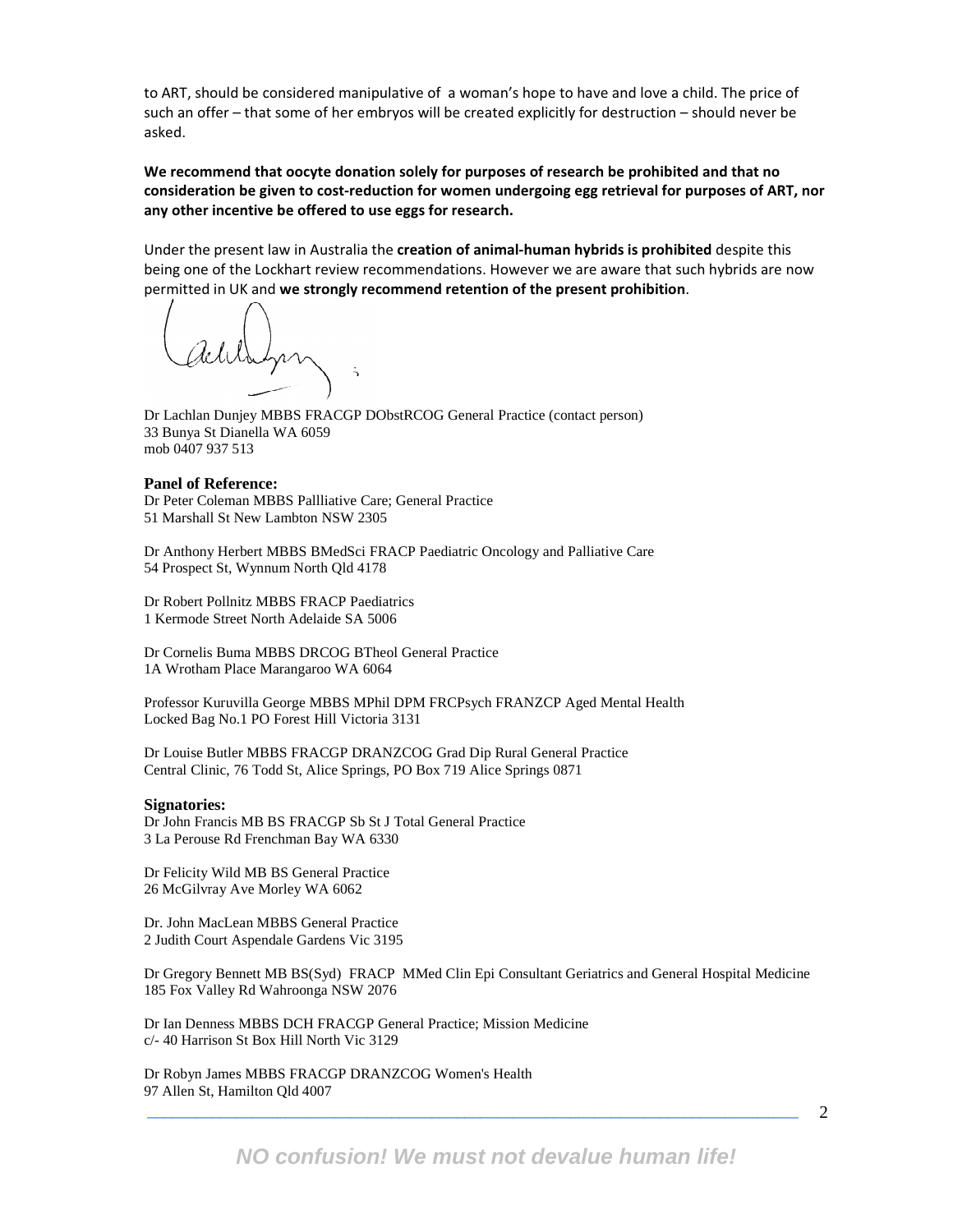to ART, should be considered manipulative of a woman's hope to have and love a child. The price of such an offer – that some of her embryos will be created explicitly for destruction – should never be asked.

**We recommend that oocyte donation solely for purposes of research be prohibited and that no consideration be given to cost-reduction for women undergoing egg retrieval for purposes of ART, nor any other incentive be offered to use eggs for research.**

Under the present law in Australia the **creation of animal-human hybrids is prohibited** despite this being one of the Lockhart review recommendations. However we are aware that such hybrids are now permitted in UK and **we strongly recommend retention of the present prohibition**.

Dr Lachlan Dunjey MBBS FRACGP DObstRCOG General Practice (contact person)
33 Bunya St Dianella WA 6059
mob 0407 937 513

**Panel of Reference:**

Dr Peter Coleman MBBS Pallliative Care; General Practice
51 Marshall St New Lambton NSW 2305

Dr Anthony Herbert MBBS BMedSci FRACP Paediatric Oncology and Palliative Care
54 Prospect St, Wynnum North Qld 4178

Dr Robert Pollnitz MBBS FRACP Paediatrics
1 Kermode Street North Adelaide SA 5006

Dr Cornelis Buma MBBS DRCOG BTheol General Practice
1A Wrotham Place Marangaroo WA 6064

Professor Kuruvilla George MBBS MPhil DPM FRCPsych FRANZCP Aged Mental Health
Locked Bag No.1 PO Forest Hill Victoria 3131

Dr Louise Butler MBBS FRACGP DRANZCOG Grad Dip Rural General Practice
Central Clinic, 76 Todd St, Alice Springs, PO Box 719 Alice Springs 0871

**Signatories:**

Dr John Francis MB BS FRACGP Sb St J Total General Practice
3 La Perouse Rd Frenchman Bay WA 6330

Dr Felicity Wild MB BS General Practice
26 McGilvray Ave Morley WA 6062

Dr. John MacLean MBBS General Practice
2 Judith Court Aspendale Gardens Vic 3195

Dr Gregory Bennett MB BS(Syd) FRACP MMed Clin Epi Consultant Geriatrics and General Hospital Medicine
185 Fox Valley Rd Wahroonga NSW 2076

Dr Ian Denness MBBS DCH FRACGP General Practice; Mission Medicine
c/- 40 Harrison St Box Hill North Vic 3129

Dr Robyn James MBBS FRACGP DRANZCOG Women's Health
97 Allen St, Hamilton Qld 4007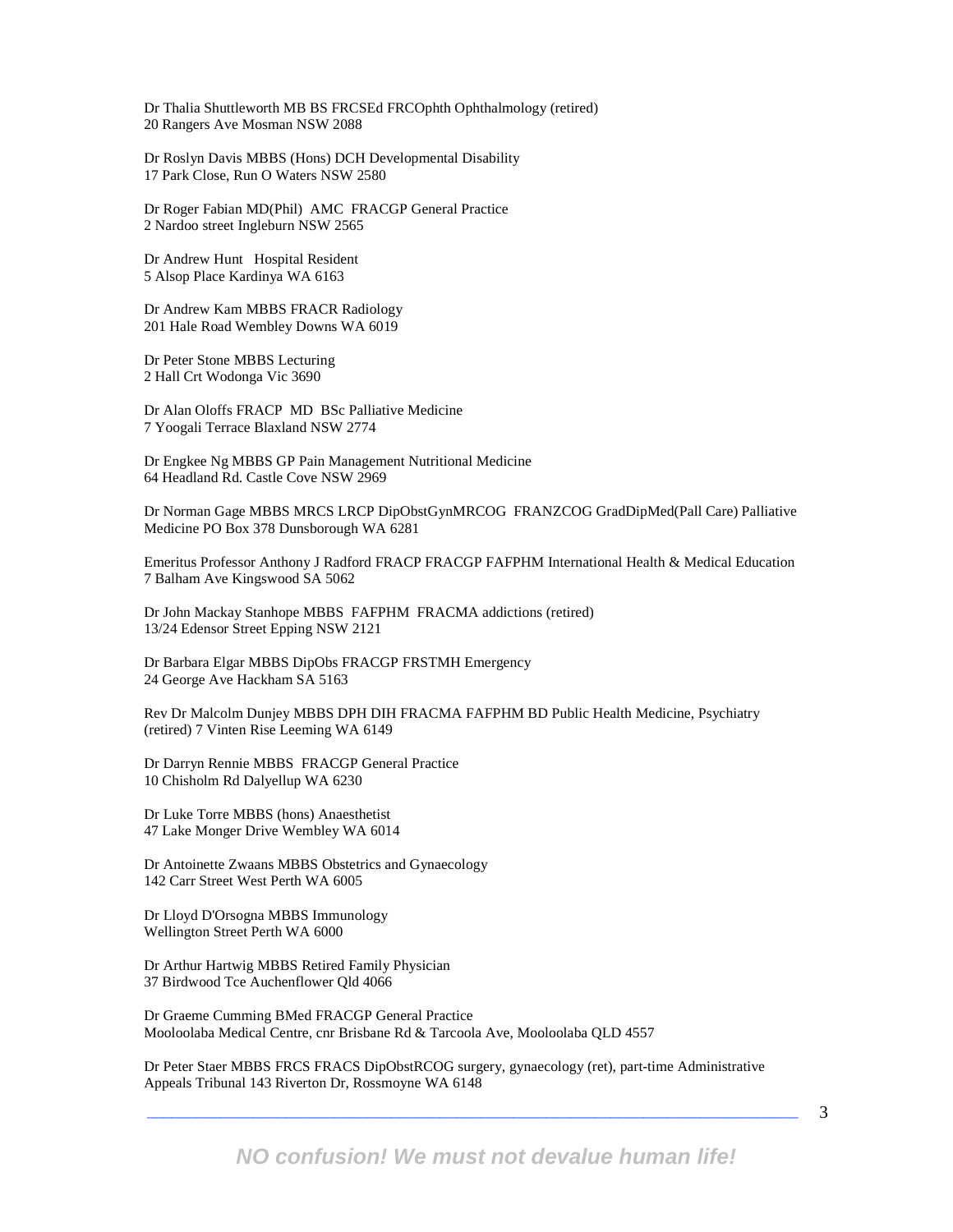Dr Thalia Shuttleworth MB BS FRCSEd FRCOphth Ophthalmology (retired)
20 Rangers Ave Mosman NSW 2088

Dr Roslyn Davis MBBS (Hons) DCH Developmental Disability
17 Park Close, Run O Waters NSW 2580

Dr Roger Fabian MD(Phil) AMC FRACGP General Practice
2 Nardoo street Ingleburn NSW 2565

Dr Andrew Hunt Hospital Resident
5 Alsop Place Kardinya WA 6163

Dr Andrew Kam MBBS FRACR Radiology
201 Hale Road Wembley Downs WA 6019

Dr Peter Stone MBBS Lecturing
2 Hall Crt Wodonga Vic 3690

Dr Alan Oloffs FRACP MD BSc Palliative Medicine
7 Yoogali Terrace Blaxland NSW 2774

Dr Engkee Ng MBBS GP Pain Management Nutritional Medicine
64 Headland Rd. Castle Cove NSW 2969

Dr Norman Gage MBBS MRCS LRCP DipObstGynMRCOG FRANZCOG GradDipMed(Pall Care) Palliative Medicine PO Box 378 Dunsborough WA 6281

Emeritus Professor Anthony J Radford FRACP FRACGP FAFPHM International Health & Medical Education
7 Balham Ave Kingswood SA 5062

Dr John Mackay Stanhope MBBS FAFPHM FRACMA addictions (retired)
13/24 Edensor Street Epping NSW 2121

Dr Barbara Elgar MBBS DipObs FRACGP FRSTMH Emergency
24 George Ave Hackham SA 5163

Rev Dr Malcolm Dunjey MBBS DPH DIH FRACMA FAFPHM BD Public Health Medicine, Psychiatry (retired) 7 Vinten Rise Leeming WA 6149

Dr Darryn Rennie MBBS FRACGP General Practice
10 Chisholm Rd Dalyellup WA 6230

Dr Luke Torre MBBS (hons) Anaesthetist
47 Lake Monger Drive Wembley WA 6014

Dr Antoinette Zwaans MBBS Obstetrics and Gynaecology
142 Carr Street West Perth WA 6005

Dr Lloyd D'Orsogna MBBS Immunology
Wellington Street Perth WA 6000

Dr Arthur Hartwig MBBS Retired Family Physician
37 Birdwood Tce Auchenflower Qld 4066

Dr Graeme Cumming BMed FRACGP General Practice
Mooloolaba Medical Centre, cnr Brisbane Rd & Tarcoola Ave, Mooloolaba QLD 4557

Dr Peter Staer MBBS FRCS FRACS DipObstRCOG surgery, gynaecology (ret), part-time Administrative Appeals Tribunal 143 Riverton Dr, Rossmoyne WA 6148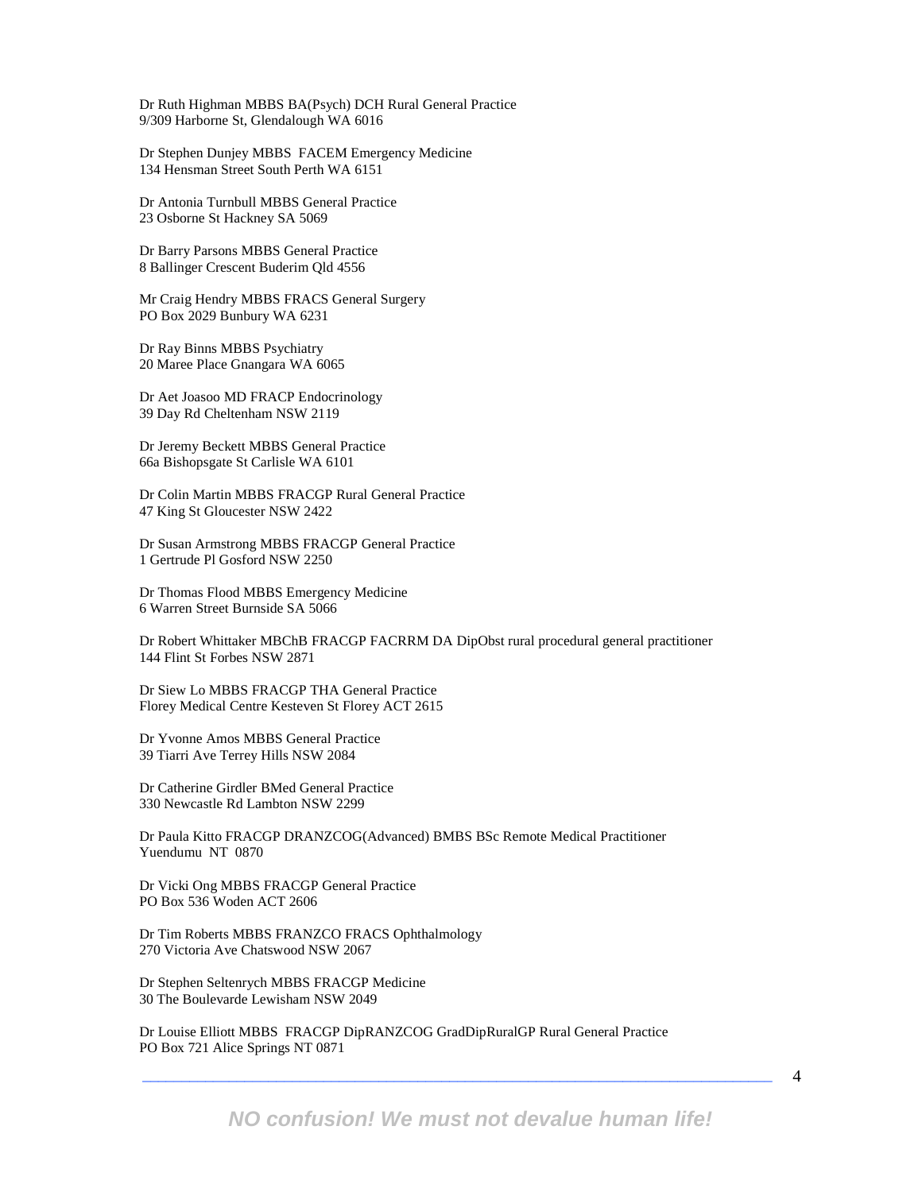Dr Ruth Highman MBBS BA(Psych) DCH Rural General Practice
9/309 Harborne St, Glendalough WA 6016

Dr Stephen Dunjey MBBS FACEM Emergency Medicine
134 Hensman Street South Perth WA 6151

Dr Antonia Turnbull MBBS General Practice
23 Osborne St Hackney SA 5069

Dr Barry Parsons MBBS General Practice
8 Ballinger Crescent Buderim Qld 4556

Mr Craig Hendry MBBS FRACS General Surgery
PO Box 2029 Bunbury WA 6231

Dr Ray Binns MBBS Psychiatry
20 Maree Place Gnangara WA 6065

Dr Aet Joasoo MD FRACP Endocrinology
39 Day Rd Cheltenham NSW 2119

Dr Jeremy Beckett MBBS General Practice
66a Bishopsgate St Carlisle WA 6101

Dr Colin Martin MBBS FRACGP Rural General Practice
47 King St Gloucester NSW 2422

Dr Susan Armstrong MBBS FRACGP General Practice
1 Gertrude Pl Gosford NSW 2250

Dr Thomas Flood MBBS Emergency Medicine
6 Warren Street Burnside SA 5066

Dr Robert Whittaker MBChB FRACGP FACRRM DA DipObst rural procedural general practitioner
144 Flint St Forbes NSW 2871

Dr Siew Lo MBBS FRACGP THA General Practice
Florey Medical Centre Kesteven St Florey ACT 2615

Dr Yvonne Amos MBBS General Practice
39 Tiarri Ave Terrey Hills NSW 2084

Dr Catherine Girdler BMed General Practice
330 Newcastle Rd Lambton NSW 2299

Dr Paula Kitto FRACGP DRANZCOG(Advanced) BMBS BSc Remote Medical Practitioner
Yuendumu NT 0870

Dr Vicki Ong MBBS FRACGP General Practice
PO Box 536 Woden ACT 2606

Dr Tim Roberts MBBS FRANZCO FRACS Ophthalmology
270 Victoria Ave Chatswood NSW 2067

Dr Stephen Seltenrych MBBS FRACGP Medicine
30 The Boulevarde Lewisham NSW 2049

Dr Louise Elliott MBBS FRACGP DipRANZCOG GradDipRuralGP Rural General Practice
PO Box 721 Alice Springs NT 0871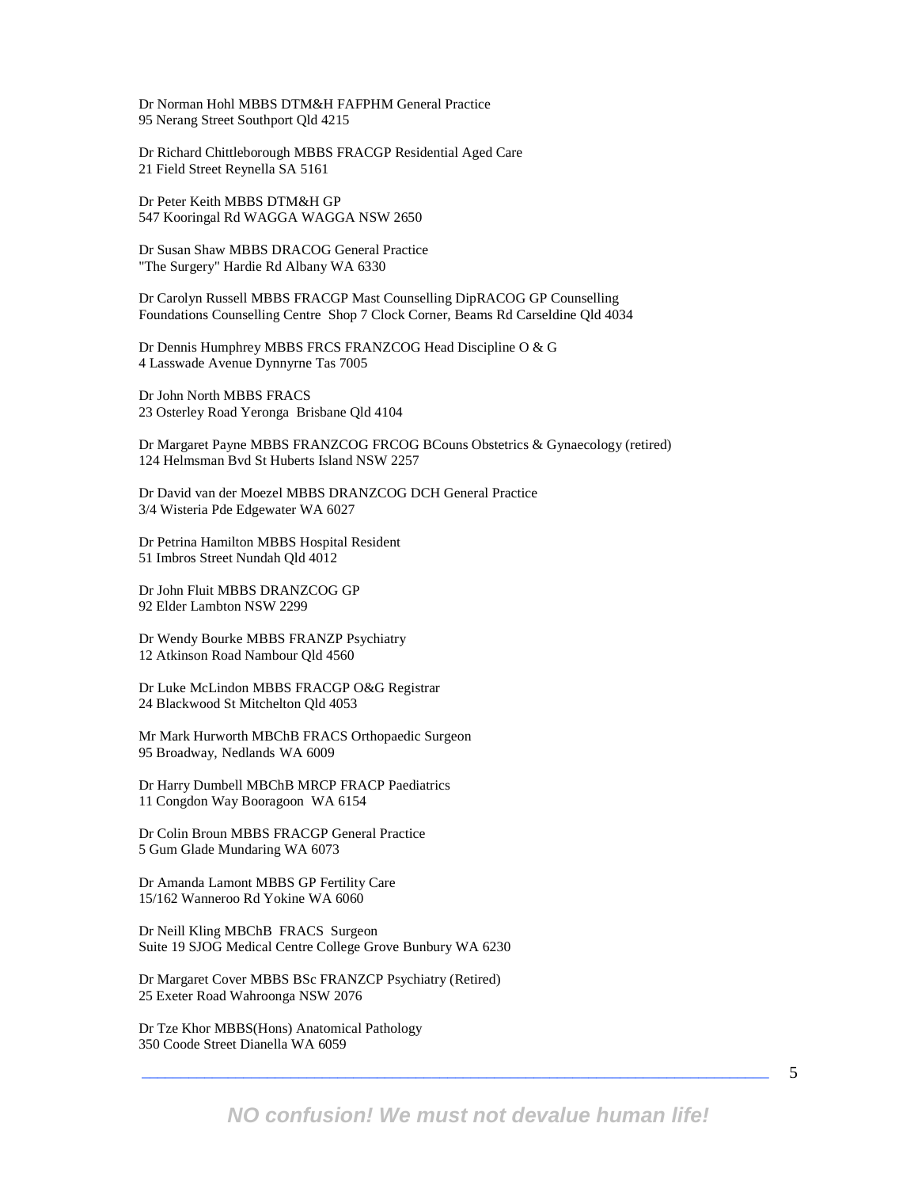Dr Norman Hohl MBBS DTM&H FAFPHM General Practice
95 Nerang Street Southport Qld 4215

Dr Richard Chittleborough MBBS FRACGP Residential Aged Care
21 Field Street Reynella SA 5161

Dr Peter Keith MBBS DTM&H GP
547 Kooringal Rd WAGGA WAGGA NSW 2650

Dr Susan Shaw MBBS DRACOG General Practice
"The Surgery" Hardie Rd Albany WA 6330

Dr Carolyn Russell MBBS FRACGP Mast Counselling DipRACOG GP Counselling
Foundations Counselling Centre Shop 7 Clock Corner, Beams Rd Carseldine Qld 4034

Dr Dennis Humphrey MBBS FRCS FRANZCOG Head Discipline O & G
4 Lasswade Avenue Dynnyrne Tas 7005

Dr John North MBBS FRACS
23 Osterley Road Yeronga Brisbane Qld 4104

Dr Margaret Payne MBBS FRANZCOG FRCOG BCouns Obstetrics & Gynaecology (retired)
124 Helmsman Bvd St Huberts Island NSW 2257

Dr David van der Moezel MBBS DRANZCOG DCH General Practice
3/4 Wisteria Pde Edgewater WA 6027

Dr Petrina Hamilton MBBS Hospital Resident
51 Imbros Street Nundah Qld 4012

Dr John Fluit MBBS DRANZCOG GP
92 Elder Lambton NSW 2299

Dr Wendy Bourke MBBS FRANZP Psychiatry
12 Atkinson Road Nambour Qld 4560

Dr Luke McLindon MBBS FRACGP O&G Registrar
24 Blackwood St Mitchelton Qld 4053

Mr Mark Hurworth MBChB FRACS Orthopaedic Surgeon
95 Broadway, Nedlands WA 6009

Dr Harry Dumbell MBChB MRCP FRACP Paediatrics
11 Congdon Way Booragoon WA 6154

Dr Colin Broun MBBS FRACGP General Practice
5 Gum Glade Mundaring WA 6073

Dr Amanda Lamont MBBS GP Fertility Care
15/162 Wanneroo Rd Yokine WA 6060

Dr Neill Kling MBChB FRACS Surgeon
Suite 19 SJOG Medical Centre College Grove Bunbury WA 6230

Dr Margaret Cover MBBS BSc FRANZCP Psychiatry (Retired)
25 Exeter Road Wahroonga NSW 2076

Dr Tze Khor MBBS(Hons) Anatomical Pathology
350 Coode Street Dianella WA 6059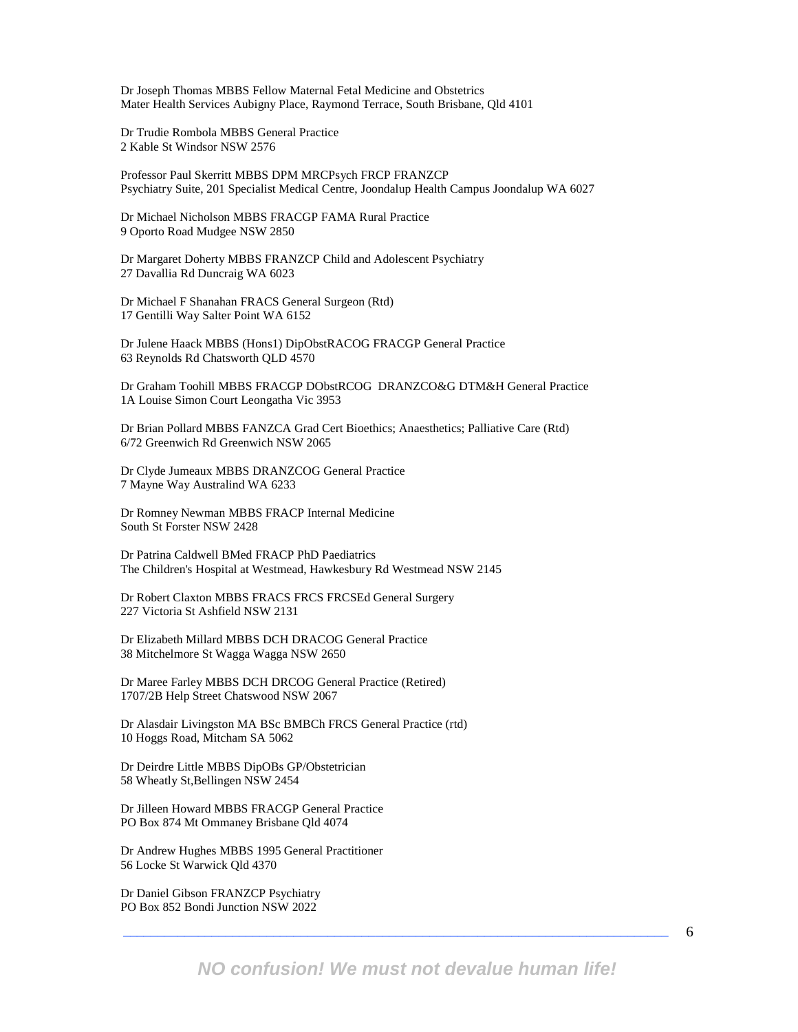Dr Joseph Thomas MBBS Fellow Maternal Fetal Medicine and Obstetrics
Mater Health Services Aubigny Place, Raymond Terrace, South Brisbane, Qld 4101

Dr Trudie Rombola MBBS General Practice
2 Kable St Windsor NSW 2576

Professor Paul Skerritt MBBS DPM MRCPsych FRCP FRANZCP
Psychiatry Suite, 201 Specialist Medical Centre, Joondalup Health Campus Joondalup WA 6027

Dr Michael Nicholson MBBS FRACGP FAMA Rural Practice
9 Oporto Road Mudgee NSW 2850

Dr Margaret Doherty MBBS FRANZCP Child and Adolescent Psychiatry
27 Davallia Rd Duncraig WA 6023

Dr Michael F Shanahan FRACS General Surgeon (Rtd)
17 Gentilli Way Salter Point WA 6152

Dr Julene Haack MBBS (Hons1) DipObstRACOG FRACGP General Practice
63 Reynolds Rd Chatsworth QLD 4570

Dr Graham Toohill MBBS FRACGP DObstRCOG DRANZCO&G DTM&H General Practice
1A Louise Simon Court Leongatha Vic 3953

Dr Brian Pollard MBBS FANZCA Grad Cert Bioethics; Anaesthetics; Palliative Care (Rtd)
6/72 Greenwich Rd Greenwich NSW 2065

Dr Clyde Jumeaux MBBS DRANZCOG General Practice
7 Mayne Way Australind WA 6233

Dr Romney Newman MBBS FRACP Internal Medicine
South St Forster NSW 2428

Dr Patrina Caldwell BMed FRACP PhD Paediatrics
The Children's Hospital at Westmead, Hawkesbury Rd Westmead NSW 2145

Dr Robert Claxton MBBS FRACS FRCS FRCSEd General Surgery
227 Victoria St Ashfield NSW 2131

Dr Elizabeth Millard MBBS DCH DRACOG General Practice
38 Mitchelmore St Wagga Wagga NSW 2650

Dr Maree Farley MBBS DCH DRCOG General Practice (Retired)
1707/2B Help Street Chatswood NSW 2067

Dr Alasdair Livingston MA BSc BMBCh FRCS General Practice (rtd)
10 Hoggs Road, Mitcham SA 5062

Dr Deirdre Little MBBS DipOBs GP/Obstetrician
58 Wheatly St,Bellingen NSW 2454

Dr Jilleen Howard MBBS FRACGP General Practice
PO Box 874 Mt Ommaney Brisbane Qld 4074

Dr Andrew Hughes MBBS 1995 General Practitioner
56 Locke St Warwick Qld 4370

Dr Daniel Gibson FRANZCP Psychiatry
PO Box 852 Bondi Junction NSW 2022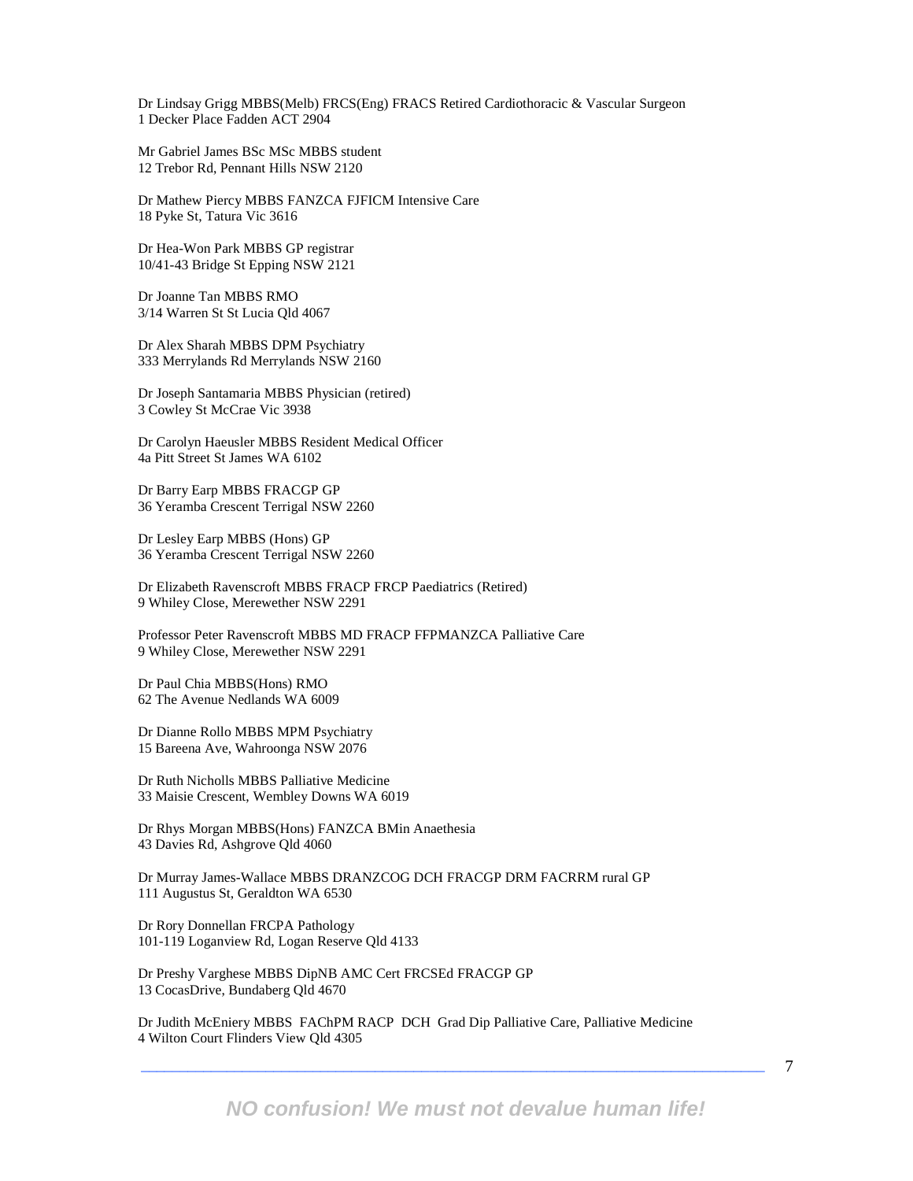Dr Lindsay Grigg MBBS(Melb) FRCS(Eng) FRACS Retired Cardiothoracic & Vascular Surgeon
1 Decker Place Fadden ACT 2904

Mr Gabriel James BSc MSc MBBS student
12 Trebor Rd, Pennant Hills NSW 2120

Dr Mathew Piercy MBBS FANZCA FJFICM Intensive Care
18 Pyke St, Tatura Vic 3616

Dr Hea-Won Park MBBS GP registrar
10/41-43 Bridge St Epping NSW 2121

Dr Joanne Tan MBBS RMO
3/14 Warren St St Lucia Qld 4067

Dr Alex Sharah MBBS DPM Psychiatry
333 Merrylands Rd Merrylands NSW 2160

Dr Joseph Santamaria MBBS Physician (retired)
3 Cowley St McCrae Vic 3938

Dr Carolyn Haeusler MBBS Resident Medical Officer
4a Pitt Street St James WA 6102

Dr Barry Earp MBBS FRACGP GP
36 Yeramba Crescent Terrigal NSW 2260

Dr Lesley Earp MBBS (Hons) GP
36 Yeramba Crescent Terrigal NSW 2260

Dr Elizabeth Ravenscroft MBBS FRACP FRCP Paediatrics (Retired)
9 Whiley Close, Merewether NSW 2291

Professor Peter Ravenscroft MBBS MD FRACP FFPMANZCA Palliative Care
9 Whiley Close, Merewether NSW 2291

Dr Paul Chia MBBS(Hons) RMO
62 The Avenue Nedlands WA 6009

Dr Dianne Rollo MBBS MPM Psychiatry
15 Bareena Ave, Wahroonga NSW 2076

Dr Ruth Nicholls MBBS Palliative Medicine
33 Maisie Crescent, Wembley Downs WA 6019

Dr Rhys Morgan MBBS(Hons) FANZCA BMin Anaethesia
43 Davies Rd, Ashgrove Qld 4060

Dr Murray James-Wallace MBBS DRANZCOG DCH FRACGP DRM FACRRM rural GP
111 Augustus St, Geraldton WA 6530

Dr Rory Donnellan FRCPA Pathology
101-119 Loganview Rd, Logan Reserve Qld 4133

Dr Preshy Varghese MBBS DipNB AMC Cert FRCSEd FRACGP GP
13 CocasDrive, Bundaberg Qld 4670

Dr Judith McEniery MBBS FAChPM RACP DCH Grad Dip Palliative Care, Palliative Medicine
4 Wilton Court Flinders View Qld 4305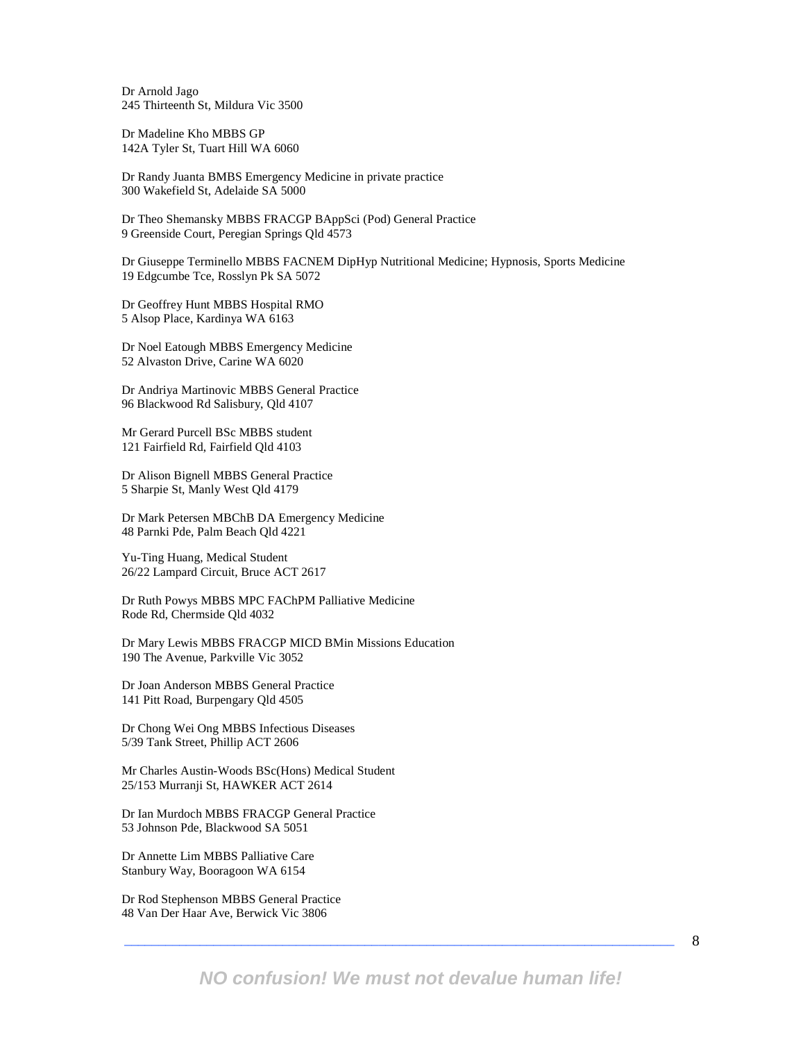Dr Arnold Jago
245 Thirteenth St, Mildura Vic 3500

Dr Madeline Kho MBBS GP
142A Tyler St, Tuart Hill WA 6060

Dr Randy Juanta BMBS Emergency Medicine in private practice
300 Wakefield St, Adelaide SA 5000

Dr Theo Shemansky MBBS FRACGP BAppSci (Pod) General Practice
9 Greenside Court, Peregian Springs Qld 4573

Dr Giuseppe Terminello MBBS FACNEM DipHyp Nutritional Medicine; Hypnosis, Sports Medicine
19 Edgcumbe Tce, Rosslyn Pk SA 5072

Dr Geoffrey Hunt MBBS Hospital RMO
5 Alsop Place, Kardinya WA 6163

Dr Noel Eatough MBBS Emergency Medicine
52 Alvaston Drive, Carine WA 6020

Dr Andriya Martinovic MBBS General Practice
96 Blackwood Rd Salisbury, Qld 4107

Mr Gerard Purcell BSc MBBS student
121 Fairfield Rd, Fairfield Qld 4103

Dr Alison Bignell MBBS General Practice
5 Sharpie St, Manly West Qld 4179

Dr Mark Petersen MBChB DA Emergency Medicine
48 Parnki Pde, Palm Beach Qld 4221

Yu-Ting Huang, Medical Student
26/22 Lampard Circuit, Bruce ACT 2617

Dr Ruth Powys MBBS MPC FAChPM Palliative Medicine
Rode Rd, Chermside Qld 4032

Dr Mary Lewis MBBS FRACGP MICD BMin Missions Education
190 The Avenue, Parkville Vic 3052

Dr Joan Anderson MBBS General Practice
141 Pitt Road, Burpengary Qld 4505

Dr Chong Wei Ong MBBS Infectious Diseases
5/39 Tank Street, Phillip ACT 2606

Mr Charles Austin-Woods BSc(Hons) Medical Student
25/153 Murranji St, HAWKER ACT 2614

Dr Ian Murdoch MBBS FRACGP General Practice
53 Johnson Pde, Blackwood SA 5051

Dr Annette Lim MBBS Palliative Care
Stanbury Way, Booragoon WA 6154

Dr Rod Stephenson MBBS General Practice
48 Van Der Haar Ave, Berwick Vic 3806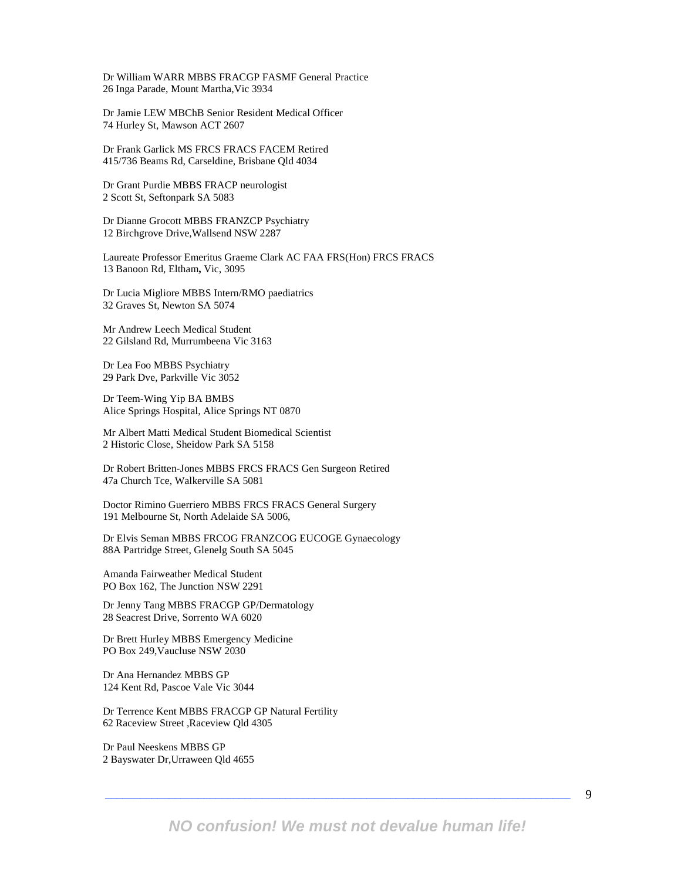Dr William WARR MBBS FRACGP FASMF General Practice
26 Inga Parade, Mount Martha,Vic 3934

Dr Jamie LEW MBChB Senior Resident Medical Officer
74 Hurley St, Mawson ACT 2607

Dr Frank Garlick MS FRCS FRACS FACEM Retired
415/736 Beams Rd, Carseldine, Brisbane Qld 4034

Dr Grant Purdie MBBS FRACP neurologist
2 Scott St, Seftonpark SA 5083

Dr Dianne Grocott MBBS FRANZCP Psychiatry
12 Birchgrove Drive,Wallsend NSW 2287

Laureate Professor Emeritus Graeme Clark AC FAA FRS(Hon) FRCS FRACS
13 Banoon Rd, Eltham**,** Vic, 3095

Dr Lucia Migliore MBBS Intern/RMO paediatrics
32 Graves St, Newton SA 5074

Mr Andrew Leech Medical Student
22 Gilsland Rd, Murrumbeena Vic 3163

Dr Lea Foo MBBS Psychiatry
29 Park Dve, Parkville Vic 3052

Dr Teem-Wing Yip BA BMBS
Alice Springs Hospital, Alice Springs NT 0870

Mr Albert Matti Medical Student Biomedical Scientist
2 Historic Close, Sheidow Park SA 5158

Dr Robert Britten-Jones MBBS FRCS FRACS Gen Surgeon Retired
47a Church Tce, Walkerville SA 5081

Doctor Rimino Guerriero MBBS FRCS FRACS General Surgery
191 Melbourne St, North Adelaide SA 5006,

Dr Elvis Seman MBBS FRCOG FRANZCOG EUCOGE Gynaecology
88A Partridge Street, Glenelg South SA 5045

Amanda Fairweather Medical Student
PO Box 162, The Junction NSW 2291

Dr Jenny Tang MBBS FRACGP GP/Dermatology
28 Seacrest Drive, Sorrento WA 6020

Dr Brett Hurley MBBS Emergency Medicine
PO Box 249,Vaucluse NSW 2030

Dr Ana Hernandez MBBS GP
124 Kent Rd, Pascoe Vale Vic 3044

Dr Terrence Kent MBBS FRACGP GP Natural Fertility
62 Raceview Street ,Raceview Qld 4305

Dr Paul Neeskens MBBS GP
2 Bayswater Dr,Urraween Qld 4655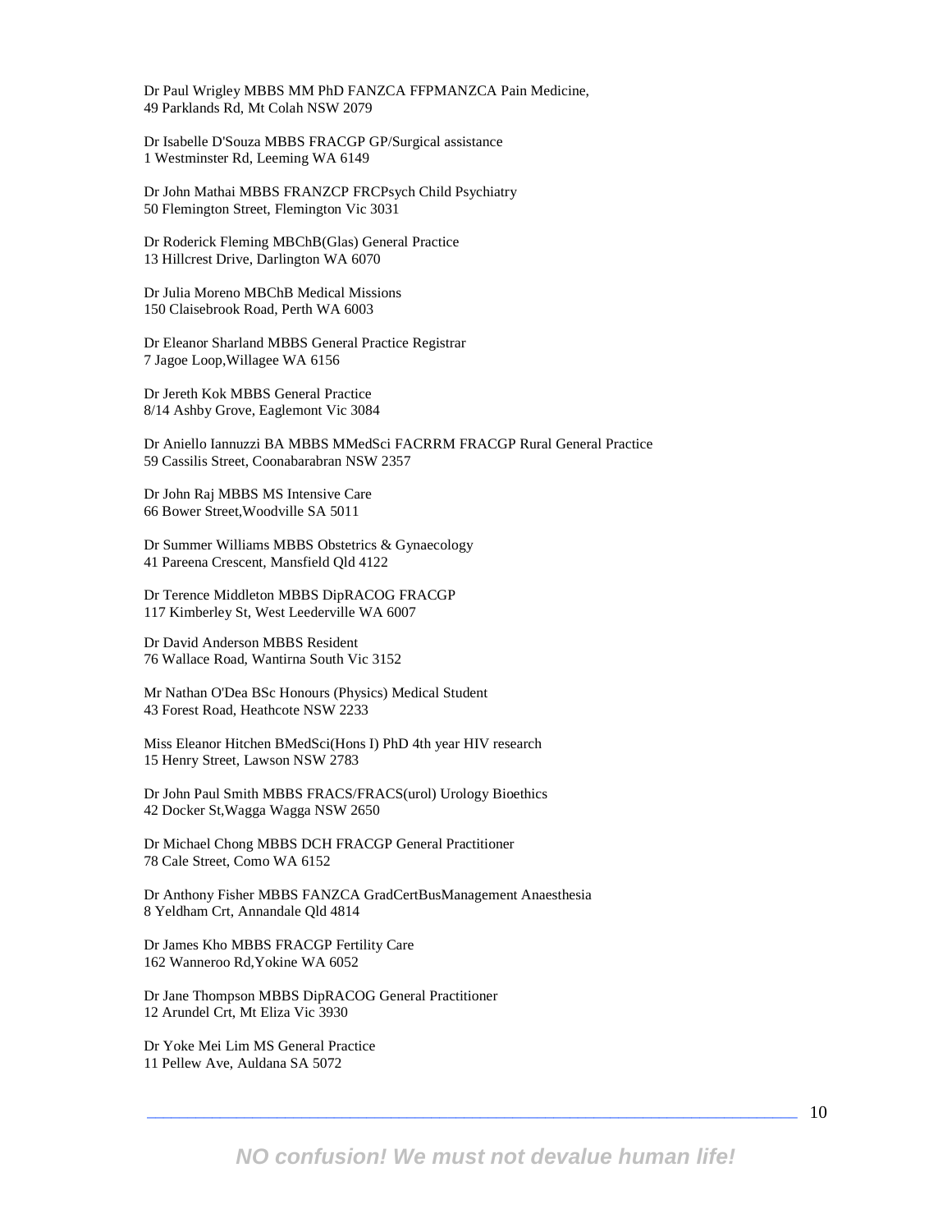Dr Paul Wrigley MBBS MM PhD FANZCA FFPMANZCA Pain Medicine,  
49 Parklands Rd, Mt Colah NSW 2079

Dr Isabelle D'Souza MBBS FRACGP GP/Surgical assistance  
1 Westminster Rd, Leeming WA 6149

Dr John Mathai MBBS FRANZCP FRCPsych Child Psychiatry  
50 Flemington Street, Flemington Vic 3031

Dr Roderick Fleming MBChB(Glas) General Practice  
13 Hillcrest Drive, Darlington WA 6070

Dr Julia Moreno MBChB Medical Missions  
150 Claisebrook Road, Perth WA 6003

Dr Eleanor Sharland MBBS General Practice Registrar  
7 Jagoe Loop,Willagee WA 6156

Dr Jereth Kok MBBS General Practice  
8/14 Ashby Grove, Eaglemont Vic 3084

Dr Aniello Iannuzzi BA MBBS MMedSci FACRRM FRACGP Rural General Practice  
59 Cassilis Street, Coonabarabran NSW 2357

Dr John Raj MBBS MS Intensive Care  
66 Bower Street,Woodville SA 5011

Dr Summer Williams MBBS Obstetrics & Gynaecology  
41 Pareena Crescent, Mansfield Qld 4122

Dr Terence Middleton MBBS DipRACOG FRACGP  
117 Kimberley St, West Leederville WA 6007

Dr David Anderson MBBS Resident  
76 Wallace Road, Wantirna South Vic 3152

Mr Nathan O'Dea BSc Honours (Physics) Medical Student  
43 Forest Road, Heathcote NSW 2233

Miss Eleanor Hitchen BMedSci(Hons I) PhD 4th year HIV research  
15 Henry Street, Lawson NSW 2783

Dr John Paul Smith MBBS FRACS/FRACS(urol) Urology Bioethics  
42 Docker St,Wagga Wagga NSW 2650

Dr Michael Chong MBBS DCH FRACGP General Practitioner  
78 Cale Street, Como WA 6152

Dr Anthony Fisher MBBS FANZCA GradCertBusManagement Anaesthesia  
8 Yeldham Crt, Annandale Qld 4814

Dr James Kho MBBS FRACGP Fertility Care  
162 Wanneroo Rd,Yokine WA 6052

Dr Jane Thompson MBBS DipRACOG General Practitioner  
12 Arundel Crt, Mt Eliza Vic 3930

Dr Yoke Mei Lim MS General Practice  
11 Pellew Ave, Auldana SA 5072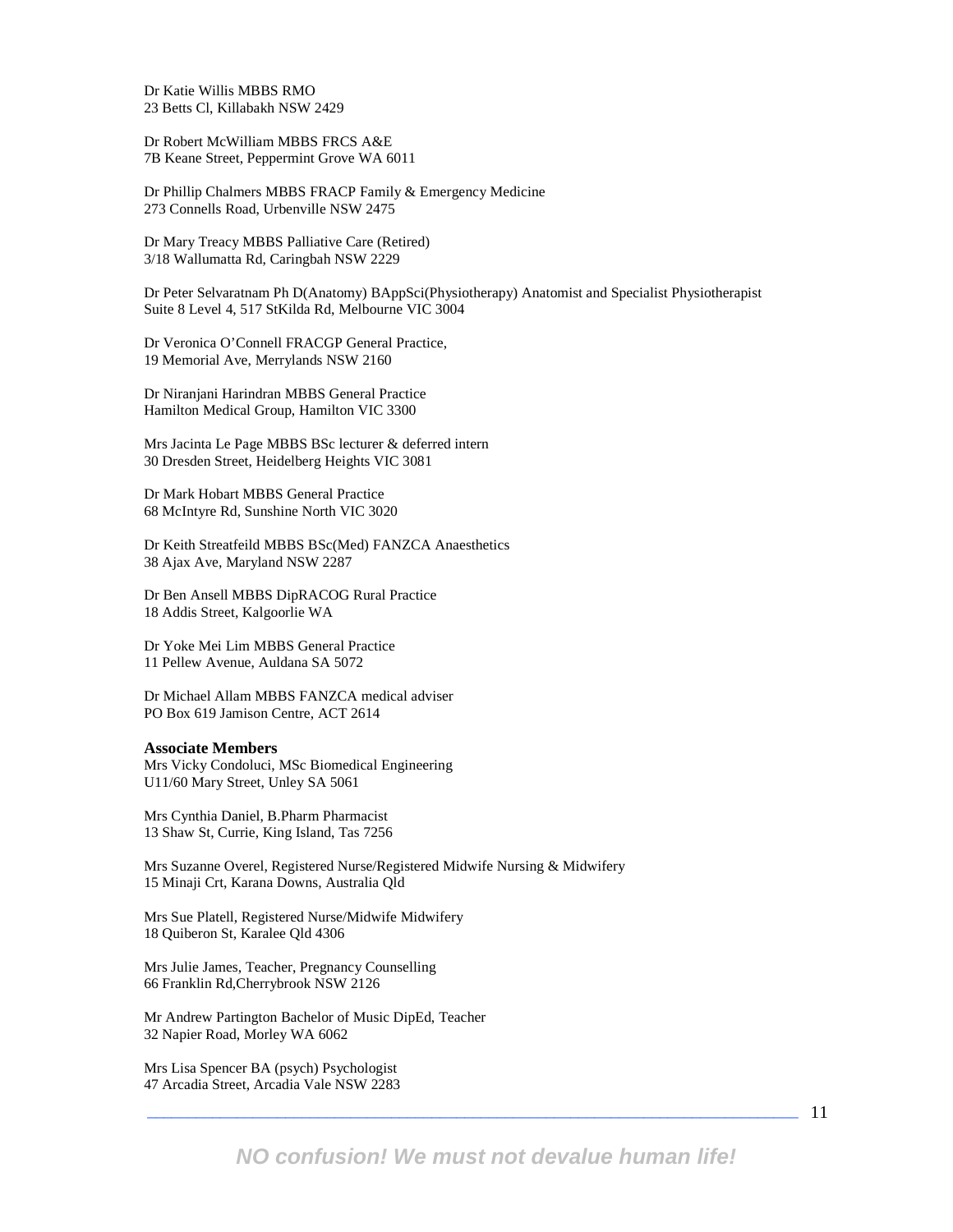Dr Katie Willis MBBS RMO
23 Betts Cl, Killabakh NSW 2429

Dr Robert McWilliam MBBS FRCS A&E
7B Keane Street, Peppermint Grove WA 6011

Dr Phillip Chalmers MBBS FRACP Family & Emergency Medicine
273 Connells Road, Urbenville NSW 2475

Dr Mary Treacy MBBS Palliative Care (Retired)
3/18 Wallumatta Rd, Caringbah NSW 2229

Dr Peter Selvaratnam Ph D(Anatomy) BAppSci(Physiotherapy) Anatomist and Specialist Physiotherapist
Suite 8 Level 4, 517 StKilda Rd, Melbourne VIC 3004

Dr Veronica O'Connell FRACGP General Practice,
19 Memorial Ave, Merrylands NSW 2160

Dr Niranjani Harindran MBBS General Practice
Hamilton Medical Group, Hamilton VIC 3300

Mrs Jacinta Le Page MBBS BSc lecturer & deferred intern
30 Dresden Street, Heidelberg Heights VIC 3081

Dr Mark Hobart MBBS General Practice
68 McIntyre Rd, Sunshine North VIC 3020

Dr Keith Streatfeild MBBS BSc(Med) FANZCA Anaesthetics
38 Ajax Ave, Maryland NSW 2287

Dr Ben Ansell MBBS DipRACOG Rural Practice
18 Addis Street, Kalgoorlie WA

Dr Yoke Mei Lim MBBS General Practice
11 Pellew Avenue, Auldana SA 5072

Dr Michael Allam MBBS FANZCA medical adviser
PO Box 619 Jamison Centre, ACT 2614

**Associate Members**
Mrs Vicky Condoluci, MSc Biomedical Engineering
U11/60 Mary Street, Unley SA 5061

Mrs Cynthia Daniel, B.Pharm Pharmacist
13 Shaw St, Currie, King Island, Tas 7256

Mrs Suzanne Overel, Registered Nurse/Registered Midwife Nursing & Midwifery
15 Minaji Crt, Karana Downs, Australia Qld

Mrs Sue Platell, Registered Nurse/Midwife Midwifery
18 Quiberon St, Karalee Qld 4306

Mrs Julie James, Teacher, Pregnancy Counselling
66 Franklin Rd,Cherrybrook NSW 2126

Mr Andrew Partington Bachelor of Music DipEd, Teacher
32 Napier Road, Morley WA 6062

Mrs Lisa Spencer BA (psych) Psychologist
47 Arcadia Street, Arcadia Vale NSW 2283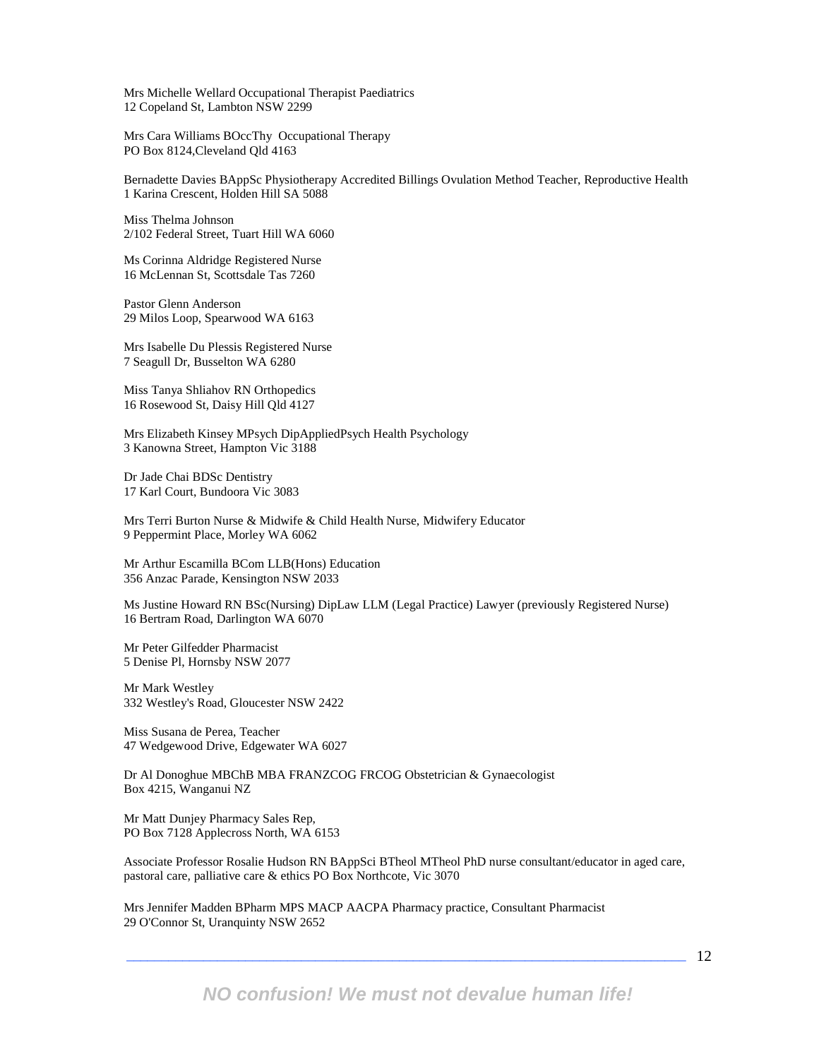Mrs Michelle Wellard Occupational Therapist Paediatrics
12 Copeland St, Lambton NSW 2299

Mrs Cara Williams BOccThy Occupational Therapy
PO Box 8124,Cleveland Qld 4163

Bernadette Davies BAppSc Physiotherapy Accredited Billings Ovulation Method Teacher, Reproductive Health
1 Karina Crescent, Holden Hill SA 5088

Miss Thelma Johnson
2/102 Federal Street, Tuart Hill WA 6060

Ms Corinna Aldridge Registered Nurse
16 McLennan St, Scottsdale Tas 7260

Pastor Glenn Anderson
29 Milos Loop, Spearwood WA 6163

Mrs Isabelle Du Plessis Registered Nurse
7 Seagull Dr, Busselton WA 6280

Miss Tanya Shliahov RN Orthopedics
16 Rosewood St, Daisy Hill Qld 4127

Mrs Elizabeth Kinsey MPsych DipAppliedPsych Health Psychology
3 Kanowna Street, Hampton Vic 3188

Dr Jade Chai BDSc Dentistry
17 Karl Court, Bundoora Vic 3083

Mrs Terri Burton Nurse & Midwife & Child Health Nurse, Midwifery Educator
9 Peppermint Place, Morley WA 6062

Mr Arthur Escamilla BCom LLB(Hons) Education
356 Anzac Parade, Kensington NSW 2033

Ms Justine Howard RN BSc(Nursing) DipLaw LLM (Legal Practice) Lawyer (previously Registered Nurse)
16 Bertram Road, Darlington WA 6070

Mr Peter Gilfedder Pharmacist
5 Denise Pl, Hornsby NSW 2077

Mr Mark Westley
332 Westley's Road, Gloucester NSW 2422

Miss Susana de Perea, Teacher
47 Wedgewood Drive, Edgewater WA 6027

Dr Al Donoghue MBChB MBA FRANZCOG FRCOG Obstetrician & Gynaecologist
Box 4215, Wanganui NZ

Mr Matt Dunjey Pharmacy Sales Rep,
PO Box 7128 Applecross North, WA 6153

Associate Professor Rosalie Hudson RN BAppSci BTheol MTheol PhD nurse consultant/educator in aged care, pastoral care, palliative care & ethics PO Box Northcote, Vic 3070

Mrs Jennifer Madden BPharm MPS MACP AACPA Pharmacy practice, Consultant Pharmacist
29 O'Connor St, Uranquinty NSW 2652

***NO confusion! We must not devalue human life!***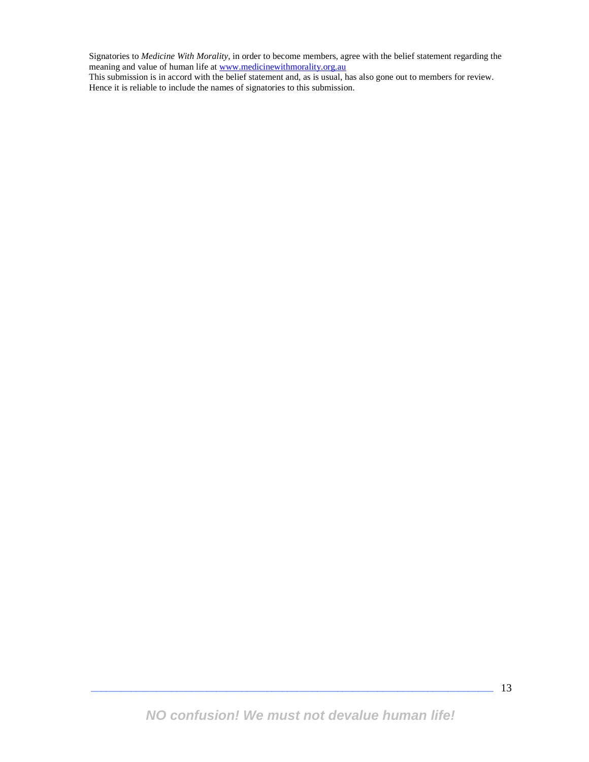Signatories to *Medicine With Morality*, in order to become members, agree with the belief statement regarding the meaning and value of human life at [www.medicinewithmorality.org.au](http://www.medicinewithmorality.org.au)
This submission is in accord with the belief statement and, as is usual, has also gone out to members for review. Hence it is reliable to include the names of signatories to this submission.